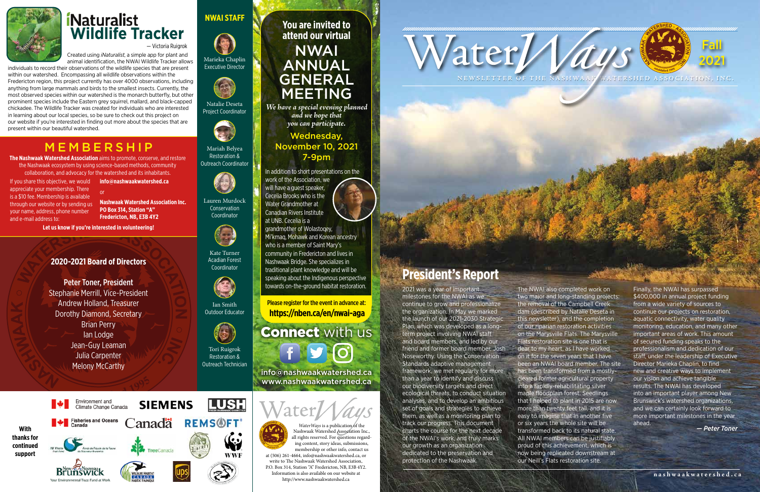# iNaturalist Wildlife Tracker

— Victoria Ruigrok

Created using *iNaturalist*, a simple app for plant and animal identification, the NWAI Wildlife Tracker allows individuals to record their observations of the wildlife species that are present within our watershed. Encompassing all wildlife observations within the Fredericton region, this project currently has over 4000 observations, including anything from large mammals and birds to the smallest insects. Currently, the most observed species within our watershed is the monarch butterfly, but other prominent species include the Eastern grey squirrel, mallard, and black-capped chickadee. The Wildlife Tracker was created for individuals who are interested in learning about our local species, so be sure to check out this project on our website if you're interested in finding out more about the species that are present within our beautiful watershed.

# MEMBERSHIP

**The Nashwaak Watershed Association** aims to promote, conserve, and restore the Nashwaak ecosystem by using science-based methods, community collaboration, and advocacy for the watershed and its inhabitants.

If you share this objective, we would appreciate your membership. There is a $10 fee. Membership is available through our website or by sending us your name, address, phone number and e-mail address to:

**info@nashwaakwatershed.ca**

or

**Nashwaak Watershed Association Inc.**
**PO Box 314, Station "A"**
**Fredericton, NB, E3B 4Y2**

**Let us know if you're interested in volunteering!**

## 2020-2021 Board of Directors

**Peter Toner, President**
Stephanie Merrill, Vice-President
Andrew Holland, Treasurer
Dorothy Diamond, Secretary
Brian Perry
Ian Lodge
Jean-Guy Leaman
Julia Carpenter
Melony McCarthy

## NWAI STAFF

Marieka Chaplin, Executive Director

Natalie Deseta, Project Coordinator

Mariah Belyea, Restoration & Outreach Coordinator

Lauren Murdock, Conservation Coordinator

Kate Turner, Acadian Forest Coordinator

Ian Smith, Outdoor Educator

Tori Ruigrok, Restoration & Outreach Technician

**With thanks for continued support**

Environment and Climate Change Canada · SIEMENS · LUSH · Fisheries and Oceans Canada · Canada · REMSOFT · Fish Wildlife / Fonds de Fiducie de la Faune · TreeCanada · Liberty · WWF · New Brunswick Nouveau Brunswick – Your Environmental Trust Fund at Work · Wildlife Habitat Canada · UPS

## You are invited to attend our virtual NWAI ANNUAL GENERAL MEETING

*We have a special evening planned and we hope that you can participate.*

**Wednesday, November 10, 2021 7-9pm**

In addition to short presentations on the work of the Association, we will have a guest speaker, Cecelia Brooks who is the Water Grandmother at Canadian Rivers Institute at UNB. Cecelia is a grandmother of Wolastoqey, Mi'kmaq, Mohawk and Korean ancestry who is a member of Saint Mary's community in Fredericton and lives in Nashwaak Bridge. She specializes in traditional plant knowledge and will be speaking about the Indigenous perspective towards on-the-ground habitat restoration.

**Please register for the event in advance at:**
**https://nben.ca/en/nwai-aga**

## Connect with us

**info@nashwaakwatershed.ca**
**www.nashwaakwatershed.ca**

*WaterWays* is a publication of the Nashwaak Watershed Association Inc., all rights reserved. For questions regarding content, story ideas, submissions, membership or other info, contact us at (506) 261-4664, info@nashwaakwatershed.ca, or write to The Nashwaak Watershed Association, P.O. Box 314, Station "A" Fredericton, NB, E3B 4Y2. Information is also available on our website at http://www.nashwaakwatershed.ca

# WaterWays

NEWSLETTER OF THE NASHWAAK WATERSHED ASSOCIATION, INC.

Fall 2021

## President's Report

2021 was a year of important milestones for the NWAI as we continue to grow and professionalize the organization. In May we marked the launch of our 2021-2030 Strategic Plan, which was developed as a long-term project involving NWAI staff and board members, and led by our friend and former board member, Josh Noseworthy. Using the Conservation Standards adaptive management framework, we met regularly for more than a year to identify and discuss our biodiversity targets and direct ecological threats, to conduct situation analyses, and to develop an ambitious set of goals and strategies to achieve them, as well as a monitoring plan to track our progress. This document charts the course for the next decade of the NWAI's work, and truly marks our growth as an organization dedicated to the preservation and protection of the Nashwaak.

The NWAI also completed work on two major and long-standing projects: the removal of the Campbell Creek dam (described by Natalie Deseta in this newsletter), and the completion of our riparian restoration activities on the Marysville Flats. The Marysville Flats restoration site is one that is dear to my heart, as I have worked on it for the seven years that I have been an NWAI board member. The site has been transformed from a mostly-cleared former agricultural property into a rapidly-rehabilitating silver maple floodplain forest. Seedlings that I helped to plant in 2015 are now more than twenty feet tall, and it is easy to imagine that in another five or six years the whole site will be transformed back to its natural state. All NWAI members can be justifiably proud of this achievement, which is now being replicated downstream at our Neill's Flats restoration site.

Finally, the NWAI has surpassed $400,000 in annual project funding from a wide variety of sources to continue our projects on restoration, aquatic connectivity, water quality monitoring, education, and many other important areas of work. This amount of secured funding speaks to the professionalism and dedication of our staff, under the leadership of Executive Director Marieka Chaplin, to find new and creative ways to implement our vision and achieve tangible results. The NWAI has developed into an important player among New Brunswick's watershed organizations, and we can certainly look forward to more important milestones in the year ahead.

*— Peter Toner*

nashwaakwatershed.ca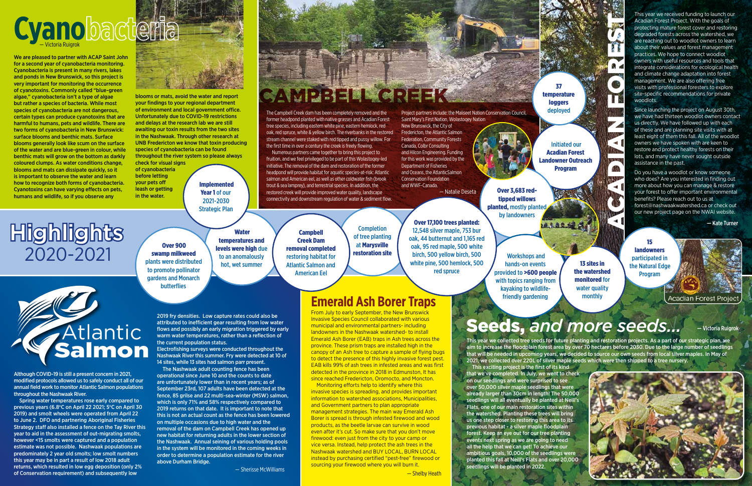# Cyanobacteria

— Victoria Ruigrok

We are pleased to partner with ACAP Saint John for a second year of cyanobacteria monitoring. Cyanobacteria is present in many rivers, lakes and ponds in New Brunswick, so this project is very important for monitoring the occurrence of cyanotoxins. Commonly called "blue-green algae," cyanobacteria isn't a type of algae but rather a species of bacteria. While most species of cyanobacteria are not dangerous, certain types can produce cyanotoxins that are harmful to humans, pets and wildlife. There are two forms of cyanobacteria in New Brunswick: surface blooms and benthic mats. Surface blooms generally look like scum on the surface of the water and are blue-green in colour, while benthic mats will grow on the bottom as darkly coloured clumps. As water conditions change, blooms and mats can dissipate quickly, so it is important to observe the water and learn how to recognize both forms of cyanobacteria. Cyanotoxins can have varying effects on pets, humans and wildlife, so if you observe any blooms or mats, avoid the water and report your findings to your regional department of environment and local government office. Unfortunately due to COVID-19 restrictions and delays at the research lab we are still awaiting our toxin results from the two sites in the Nashwaak. Through other research at UNB Fredericton we know that toxin producing species of cyanobacteria can be found throughout the river system so please always check for visual signs of cyanobacteria before letting your pets off leash or getting in the water.

# Campbell Creek

The Campbell Creek dam has been completely removed and the former headpond planted with native grasses and Acadian Forest tree species, including eastern white pine, eastern hemlock, red oak, red spruce, white & yellow birch. The riverbanks in the restored stream channel were staked with red tipped and pussy willow. For the first time in over a century the creek is freely flowing.

Numerous partners came together to bring this project to fruition, and we feel privileged to be part of this Wolastoqey-led initiative. The removal of the dam and restoration of the former headpond will provide habitat for aquatic species-at-risk: Atlantic salmon and American eel, as well as other coldwater fish (brook trout & sea lamprey), and terrestrial species. In addition, the restored creek will provide improved water quality, landscape connectivity and downstream regulation of water & sediment flow.

Project partners include: the Maliseet Nation Conservation Council, Saint Mary's First Nation, Wolastoqey Nation New Brunswick, the City of Fredericton, the Atlantic Salmon Federation, Community Forests Canada, Colbr Consulting and Hilcon Engineering. Funding for this work was provided by the Department of Fisheries and Oceans, the AtlanticSalmon Conservation Foundation and WWF-Canada.

— Natalie Deseta

# Acadian Forest

This year we received funding to launch our Acadian Forest Project. With the goals of protecting mature forest cover and restoring degraded forests across the watershed, we are reaching out to woodlot owners to learn about their values and forest management practices. We hope to connect woodlot owners with useful resources and tools that integrate considerations for ecological health and climate change adaptation into forest management. We are also offering free visits with professional foresters to explore site-specific recommendations for private woodlots.

Since launching the project on August 30th, we have had thirteen woodlot owners contact us directly. We have followed up with each of these and are planning site visits with at least eight of them this fall. All of the woodlot owners we have spoken with are keen to restore and protect healthy forests on their lots, and many have never sought outside assistance in the past.

Do you have a woodlot or know someone who does? Are you interested in finding out more about how you can manage & restore your forest to offer important environmental benefits? Please reach out to us at forest@nashwaakwatershed.ca or check out our new project page on the NWAI website.

— Kate Turner

Acadian Forest Project

# Highlights 2020-2021

- **Implemented Year 1** of our 2021-2030 Strategic Plan
- **Over 900 swamp milkweed** plants were distributed to promote pollinator gardens and Monarch butterflies
- **Water temperatures and levels were high** due to an anomalously hot, wet summer
- **Campbell Creek Dam removal completed** restoring habitat for Atlantic Salmon and American Eel
- **Completion** of tree planting at **Marysville restoration site**
- **Over 17,100 trees planted:** 12,548 silver maple, 753 bur oak, 44 butternut and 1,165 red oak, 95 red maple, 500 white birch, 500 yellow birch, 500 white pine, 500 hemlock, 500 red spruce
- **Over 3,683 red-tipped willows planted,** mostly planted by landowners
- **37 temperature loggers** deployed
- **Initiated our Acadian Forest Landowner Outreach Program**
- Workshops and hands-on events provided to **>600 people** with topics ranging from kayaking to wildlife-friendly gardening
- **13 sites in the watershed monitored** for water quality monthly
- **15 landowners** participated in the Natural Edge Program

# Atlantic Salmon

Although COVID-19 is still a present concern in 2021, modified protocols allowed us to safely conduct all of our annual field work to monitor Atlantic Salmon populations throughout the Nashwaak River.

Spring water temperatures rose early compared to previous years (6.8°C on April 22 2021; 5°C on April 30 2019) and smolt wheels were operated from April 22 to June 2. DFO and partnering Aboriginal Fisheries Strategy staff also installed a fence on the Tay River this year to aid in the assessment of out-migrating smolts, however <15 smolts were captured and a population estimate was not possible. Nashwaak populations are predominately 2 year old smolts; low smolt numbers this year may be in part a result of low 2018 adult returns, which resulted in low egg deposition (only 2% of Conservation requirement) and subsequently low 2019 fry densities. Low capture rates could also be attributed to inefficient gear resulting from low water flows and possibly an early migration triggered by early warm water temperatures, rather than a reflection of the current population status.

Electrofishing surveys were conducted throughout the Nashwaak River this summer. Fry were detected at 10 of 14 sites, while 13 sites had salmon parr present.

The Nashwaak adult counting fence has been operational since June 10 and the counts to date are unfortunately lower than in recent years; as of September 23rd, 107 adults have been detected at the fence, 85 grilse and 22 multi-sea-winter (MSW) salmon, which is only 71% and 58% respectively compared to 2019 returns on that date. It is important to note that this is not an actual count as the fence has been lowered on multiple occasions due to high water and the removal of the dam on Campbell Creek has opened up new habitat for returning adults in the lower section of the Nashwaak. Annual seining of various holding pools in the system will be monitored in the coming weeks in order to determine a population estimate for the river above Durham Bridge.

— Sherisse McWilliams

# Emerald Ash Borer Traps

From July to early September, the New Brunswick Invasive Species Council collaborated with various municipal and environmental partners- including landowners in the Nashwaak watershed- to install Emerald Ash Borer (EAB) traps in Ash trees across the province. These prism traps are installed high in the canopy of an Ash tree to capture a sample of flying bugs to detect the presence of this highly invasive forest pest. EAB kills 99% of ash trees in infested areas and was first detected in the province in 2018 in Edmunston, It has since reached Fredericton, Oromocto, and Moncton.

Monitoring efforts help to identify where this invasive species is spreading, and provides important information to watershed associations, Municipalities, and Government partners to plan appropriate management strategies. The main way Emerald Ash Borer is spread is through infested firewood and wood products, as the beetle larvae can survive in wood even after it's cut. So make sure that you don't move firewood: even just from the city to your camp or vice versa. Instead, help protect the ash trees in the Nashwaak watershed and BUY LOCAL, BURN LOCAL instead by purchasing certified "pest-free" firewood or sourcing your firewood where you will burn it.

— Shelby Heath

# Seeds, *and more seeds...*

— Victoria Ruigrok

This year we collected tree seeds for future planting and restoration projects. As a part of our strategic plan, we aim to increase the floodplain forest area by over 70 hectares before 2030. Due to the large number of seedlings that will be needed in upcoming years, we decided to source our own seeds from local silver maples. In May of 2021, we collected over 220L of silver maple seeds which were then shipped to a tree nursery.

This exciting project is the first of its kind that we've completed. In July, we went to check on our seedlings and were surprised to see over 50,000 silver maple seedlings that were already larger than 30cm in length! The 50,000 seedlings will all eventually be planted at Neill's Flats, one of our main restoration sites within the watershed. Planting these trees will bring us one step closer to restoring this area to its previous habitat - a silver maple floodplain forest. Keep an eye out for our tree planting events next spring as we are going to need all the help that we can get! To achieve our ambitious goals, 10,000 of the seedlings were planted this fall at Neill's Flats and over 20,000 seedlings will be planted in 2022.